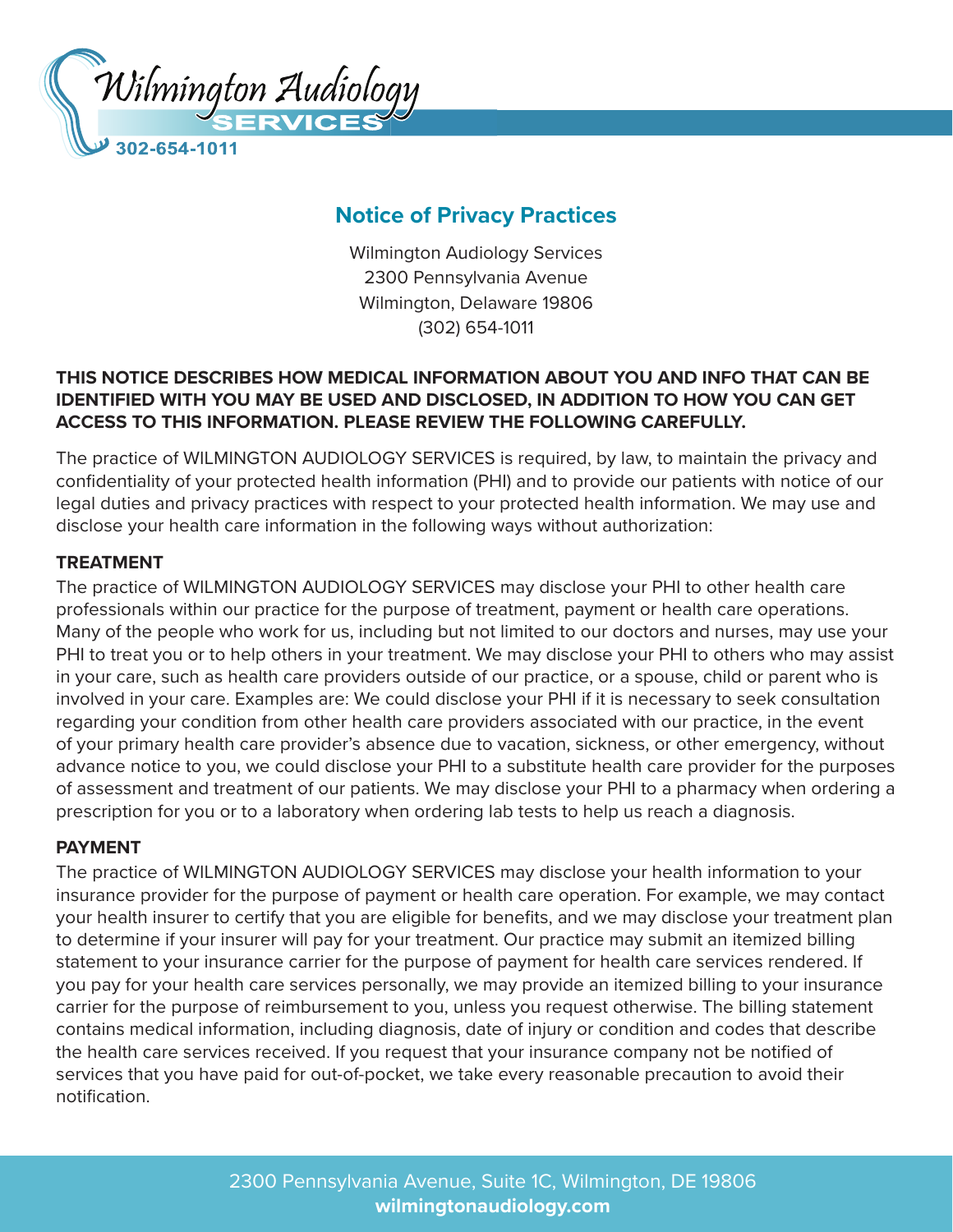Wilmington Audiology SERVICES
302-654-1011

# Notice of Privacy Practices

Wilmington Audiology Services
2300 Pennsylvania Avenue
Wilmington, Delaware 19806
(302) 654-1011

**THIS NOTICE DESCRIBES HOW MEDICAL INFORMATION ABOUT YOU AND INFO THAT CAN BE IDENTIFIED WITH YOU MAY BE USED AND DISCLOSED, IN ADDITION TO HOW YOU CAN GET ACCESS TO THIS INFORMATION. PLEASE REVIEW THE FOLLOWING CAREFULLY.**

The practice of WILMINGTON AUDIOLOGY SERVICES is required, by law, to maintain the privacy and confidentiality of your protected health information (PHI) and to provide our patients with notice of our legal duties and privacy practices with respect to your protected health information. We may use and disclose your health care information in the following ways without authorization:

### TREATMENT

The practice of WILMINGTON AUDIOLOGY SERVICES may disclose your PHI to other health care professionals within our practice for the purpose of treatment, payment or health care operations. Many of the people who work for us, including but not limited to our doctors and nurses, may use your PHI to treat you or to help others in your treatment. We may disclose your PHI to others who may assist in your care, such as health care providers outside of our practice, or a spouse, child or parent who is involved in your care. Examples are: We could disclose your PHI if it is necessary to seek consultation regarding your condition from other health care providers associated with our practice, in the event of your primary health care provider's absence due to vacation, sickness, or other emergency, without advance notice to you, we could disclose your PHI to a substitute health care provider for the purposes of assessment and treatment of our patients. We may disclose your PHI to a pharmacy when ordering a prescription for you or to a laboratory when ordering lab tests to help us reach a diagnosis.

### PAYMENT

The practice of WILMINGTON AUDIOLOGY SERVICES may disclose your health information to your insurance provider for the purpose of payment or health care operation. For example, we may contact your health insurer to certify that you are eligible for benefits, and we may disclose your treatment plan to determine if your insurer will pay for your treatment. Our practice may submit an itemized billing statement to your insurance carrier for the purpose of payment for health care services rendered. If you pay for your health care services personally, we may provide an itemized billing to your insurance carrier for the purpose of reimbursement to you, unless you request otherwise. The billing statement contains medical information, including diagnosis, date of injury or condition and codes that describe the health care services received. If you request that your insurance company not be notified of services that you have paid for out-of-pocket, we take every reasonable precaution to avoid their notification.

2300 Pennsylvania Avenue, Suite 1C, Wilmington, DE 19806
**wilmingtonaudiology.com**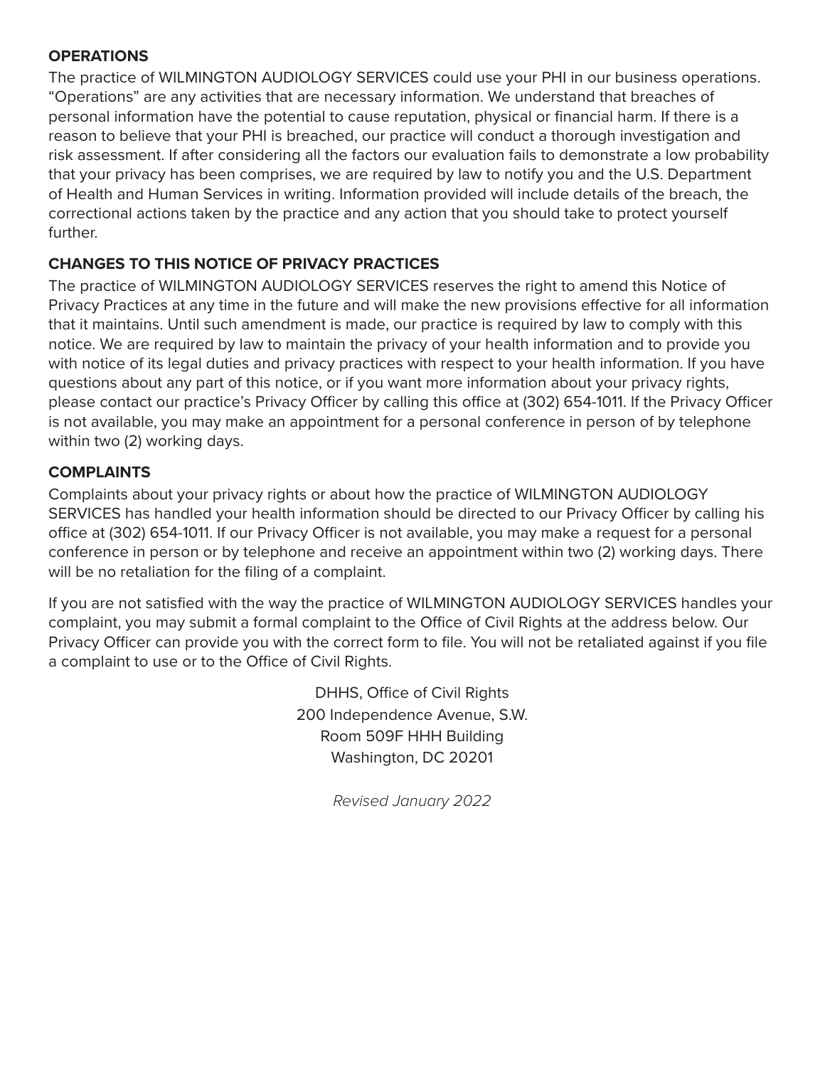**OPERATIONS**

The practice of WILMINGTON AUDIOLOGY SERVICES could use your PHI in our business operations. "Operations" are any activities that are necessary information. We understand that breaches of personal information have the potential to cause reputation, physical or financial harm. If there is a reason to believe that your PHI is breached, our practice will conduct a thorough investigation and risk assessment. If after considering all the factors our evaluation fails to demonstrate a low probability that your privacy has been comprises, we are required by law to notify you and the U.S. Department of Health and Human Services in writing. Information provided will include details of the breach, the correctional actions taken by the practice and any action that you should take to protect yourself further.

**CHANGES TO THIS NOTICE OF PRIVACY PRACTICES**

The practice of WILMINGTON AUDIOLOGY SERVICES reserves the right to amend this Notice of Privacy Practices at any time in the future and will make the new provisions effective for all information that it maintains. Until such amendment is made, our practice is required by law to comply with this notice. We are required by law to maintain the privacy of your health information and to provide you with notice of its legal duties and privacy practices with respect to your health information. If you have questions about any part of this notice, or if you want more information about your privacy rights, please contact our practice's Privacy Officer by calling this office at (302) 654-1011. If the Privacy Officer is not available, you may make an appointment for a personal conference in person of by telephone within two (2) working days.

**COMPLAINTS**

Complaints about your privacy rights or about how the practice of WILMINGTON AUDIOLOGY SERVICES has handled your health information should be directed to our Privacy Officer by calling his office at (302) 654-1011. If our Privacy Officer is not available, you may make a request for a personal conference in person or by telephone and receive an appointment within two (2) working days. There will be no retaliation for the filing of a complaint.

If you are not satisfied with the way the practice of WILMINGTON AUDIOLOGY SERVICES handles your complaint, you may submit a formal complaint to the Office of Civil Rights at the address below. Our Privacy Officer can provide you with the correct form to file. You will not be retaliated against if you file a complaint to use or to the Office of Civil Rights.

DHHS, Office of Civil Rights
200 Independence Avenue, S.W.
Room 509F HHH Building
Washington, DC 20201

*Revised January 2022*